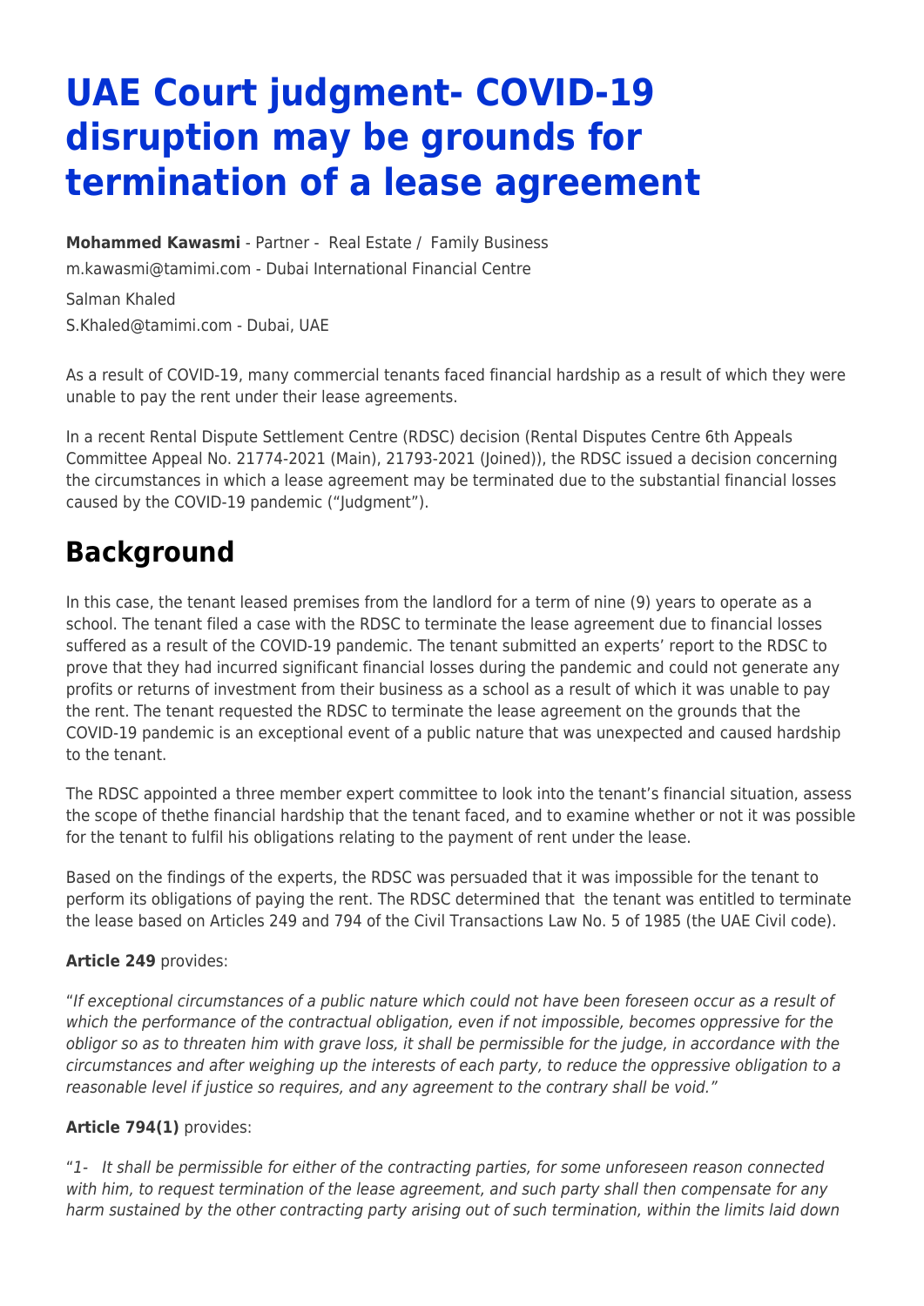# UAE Court judgment- COVID-19 disruption may be grounds for termination of a lease agreement

**Mohammed Kawasmi** - Partner - Real Estate / Family Business
m.kawasmi@tamimi.com - Dubai International Financial Centre

Salman Khaled
S.Khaled@tamimi.com - Dubai, UAE

As a result of COVID-19, many commercial tenants faced financial hardship as a result of which they were unable to pay the rent under their lease agreements.

In a recent Rental Dispute Settlement Centre (RDSC) decision (Rental Disputes Centre 6th Appeals Committee Appeal No. 21774-2021 (Main), 21793-2021 (Joined)), the RDSC issued a decision concerning the circumstances in which a lease agreement may be terminated due to the substantial financial losses caused by the COVID-19 pandemic ("Judgment").

## Background

In this case, the tenant leased premises from the landlord for a term of nine (9) years to operate as a school. The tenant filed a case with the RDSC to terminate the lease agreement due to financial losses suffered as a result of the COVID-19 pandemic. The tenant submitted an experts' report to the RDSC to prove that they had incurred significant financial losses during the pandemic and could not generate any profits or returns of investment from their business as a school as a result of which it was unable to pay the rent. The tenant requested the RDSC to terminate the lease agreement on the grounds that the COVID-19 pandemic is an exceptional event of a public nature that was unexpected and caused hardship to the tenant.

The RDSC appointed a three member expert committee to look into the tenant's financial situation, assess the scope of thethe financial hardship that the tenant faced, and to examine whether or not it was possible for the tenant to fulfil his obligations relating to the payment of rent under the lease.

Based on the findings of the experts, the RDSC was persuaded that it was impossible for the tenant to perform its obligations of paying the rent. The RDSC determined that the tenant was entitled to terminate the lease based on Articles 249 and 794 of the Civil Transactions Law No. 5 of 1985 (the UAE Civil code).

**Article 249** provides:

"*If exceptional circumstances of a public nature which could not have been foreseen occur as a result of which the performance of the contractual obligation, even if not impossible, becomes oppressive for the obligor so as to threaten him with grave loss, it shall be permissible for the judge, in accordance with the circumstances and after weighing up the interests of each party, to reduce the oppressive obligation to a reasonable level if justice so requires, and any agreement to the contrary shall be void.*"

**Article 794(1)** provides:

"*1- It shall be permissible for either of the contracting parties, for some unforeseen reason connected with him, to request termination of the lease agreement, and such party shall then compensate for any harm sustained by the other contracting party arising out of such termination, within the limits laid down*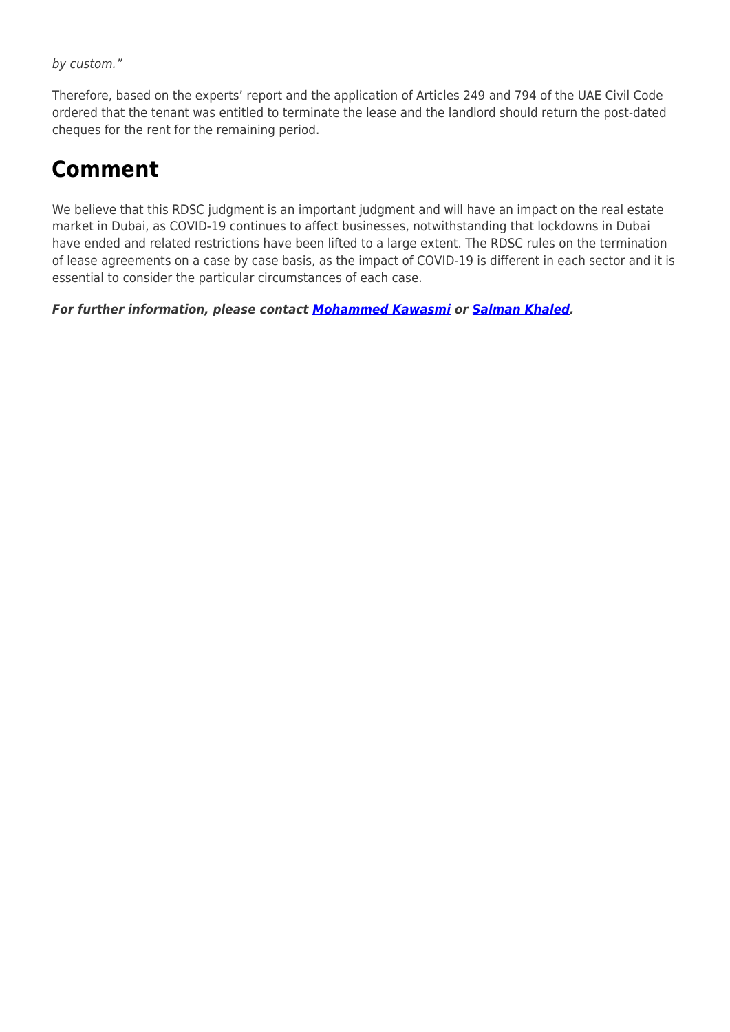*by custom."*

Therefore, based on the experts' report and the application of Articles 249 and 794 of the UAE Civil Code ordered that the tenant was entitled to terminate the lease and the landlord should return the post-dated cheques for the rent for the remaining period.

## Comment

We believe that this RDSC judgment is an important judgment and will have an impact on the real estate market in Dubai, as COVID-19 continues to affect businesses, notwithstanding that lockdowns in Dubai have ended and related restrictions have been lifted to a large extent. The RDSC rules on the termination of lease agreements on a case by case basis, as the impact of COVID-19 is different in each sector and it is essential to consider the particular circumstances of each case.

***For further information, please contact Mohammed Kawasmi or Salman Khaled.***